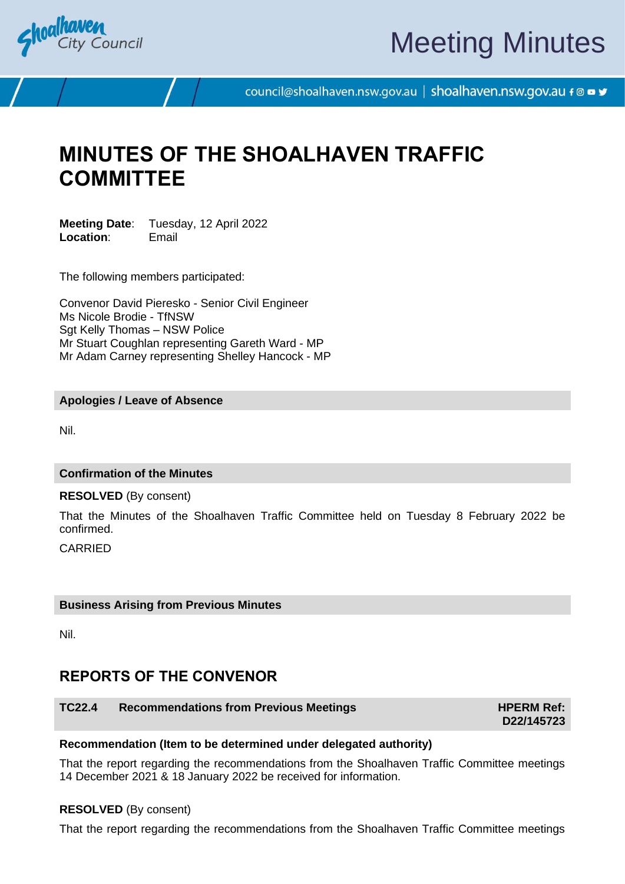# MINUTES OF THE SHOALHAVEN TRAFFIC COMMITTEE

**Meeting Date**: Tuesday, 12 April 2022
**Location**: Email

The following members participated:

Convenor David Pieresko - Senior Civil Engineer
Ms Nicole Brodie - TfNSW
Sgt Kelly Thomas – NSW Police
Mr Stuart Coughlan representing Gareth Ward - MP
Mr Adam Carney representing Shelley Hancock - MP

## Apologies / Leave of Absence

Nil.

## Confirmation of the Minutes

**RESOLVED** (By consent)

That the Minutes of the Shoalhaven Traffic Committee held on Tuesday 8 February 2022 be confirmed.

CARRIED

## Business Arising from Previous Minutes

Nil.

## REPORTS OF THE CONVENOR

### TC22.4 Recommendations from Previous Meetings — HPERM Ref: D22/145723

**Recommendation (Item to be determined under delegated authority)**

That the report regarding the recommendations from the Shoalhaven Traffic Committee meetings 14 December 2021 & 18 January 2022 be received for information.

**RESOLVED** (By consent)

That the report regarding the recommendations from the Shoalhaven Traffic Committee meetings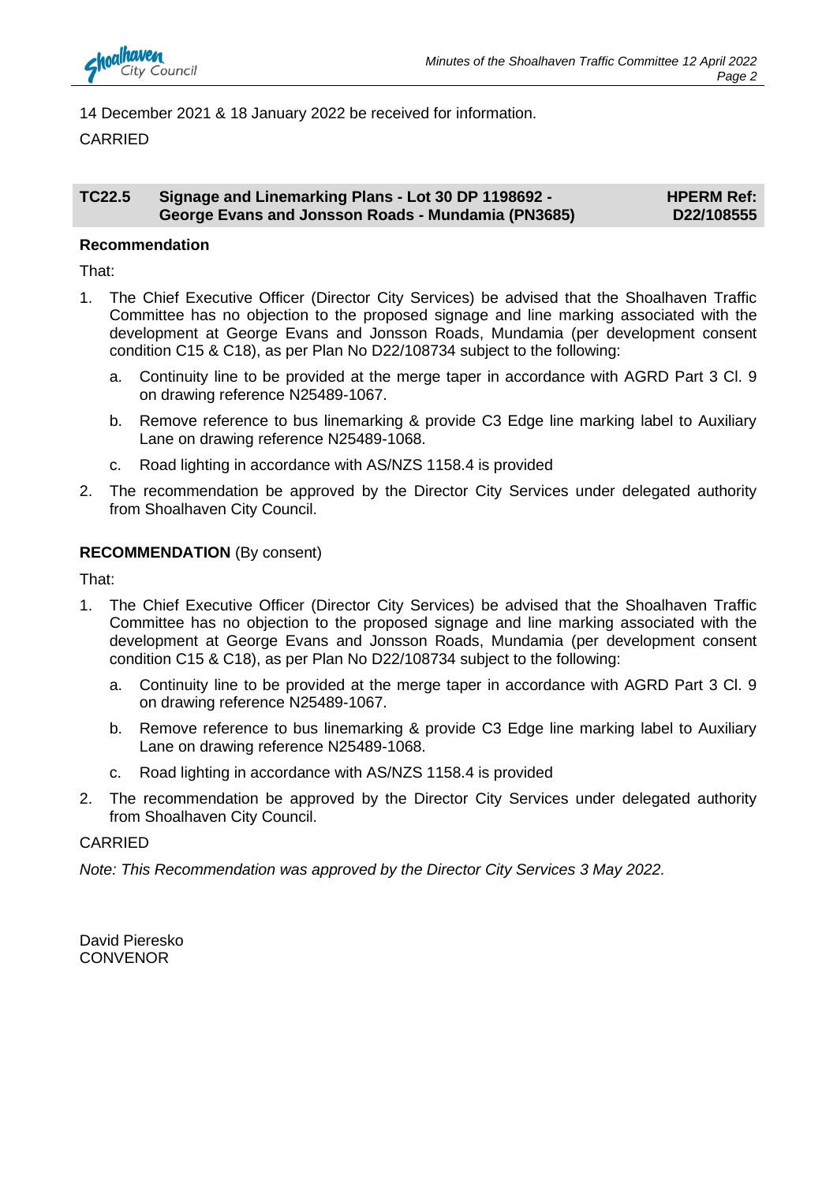14 December 2021 & 18 January 2022 be received for information.

CARRIED

## TC22.5 Signage and Linemarking Plans - Lot 30 DP 1198692 - George Evans and Jonsson Roads - Mundamia (PN3685) HPERM Ref: D22/108555

**Recommendation**

That:

1. The Chief Executive Officer (Director City Services) be advised that the Shoalhaven Traffic Committee has no objection to the proposed signage and line marking associated with the development at George Evans and Jonsson Roads, Mundamia (per development consent condition C15 & C18), as per Plan No D22/108734 subject to the following:
   a. Continuity line to be provided at the merge taper in accordance with AGRD Part 3 Cl. 9 on drawing reference N25489-1067.
   b. Remove reference to bus linemarking & provide C3 Edge line marking label to Auxiliary Lane on drawing reference N25489-1068.
   c. Road lighting in accordance with AS/NZS 1158.4 is provided
2. The recommendation be approved by the Director City Services under delegated authority from Shoalhaven City Council.

**RECOMMENDATION** (By consent)

That:

1. The Chief Executive Officer (Director City Services) be advised that the Shoalhaven Traffic Committee has no objection to the proposed signage and line marking associated with the development at George Evans and Jonsson Roads, Mundamia (per development consent condition C15 & C18), as per Plan No D22/108734 subject to the following:
   a. Continuity line to be provided at the merge taper in accordance with AGRD Part 3 Cl. 9 on drawing reference N25489-1067.
   b. Remove reference to bus linemarking & provide C3 Edge line marking label to Auxiliary Lane on drawing reference N25489-1068.
   c. Road lighting in accordance with AS/NZS 1158.4 is provided
2. The recommendation be approved by the Director City Services under delegated authority from Shoalhaven City Council.

CARRIED

*Note: This Recommendation was approved by the Director City Services 3 May 2022.*

David Pieresko
CONVENOR